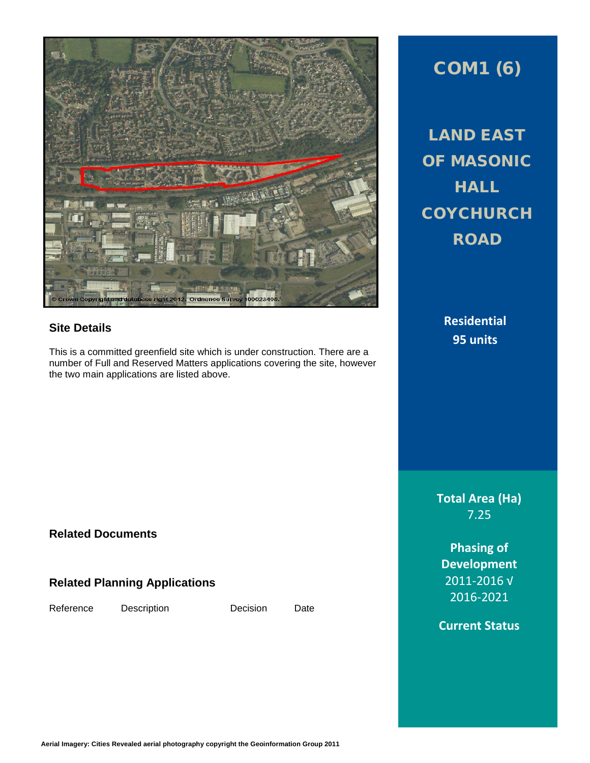# COM1 (6)

## LAND EAST OF MASONIC HALL COYCHURCH ROAD

**Residential**
**95 units**

### Site Details

This is a committed greenfield site which is under construction. There are a number of Full and Reserved Matters applications covering the site, however the two main applications are listed above.

### Related Documents

### Related Planning Applications

| Reference | Description | Decision | Date |
| --- | --- | --- | --- |

**Total Area (Ha)**
7.25

**Phasing of Development**
2011-2016 √
2016-2021

**Current Status**

Aerial Imagery: Cities Revealed aerial photography copyright the Geoinformation Group 2011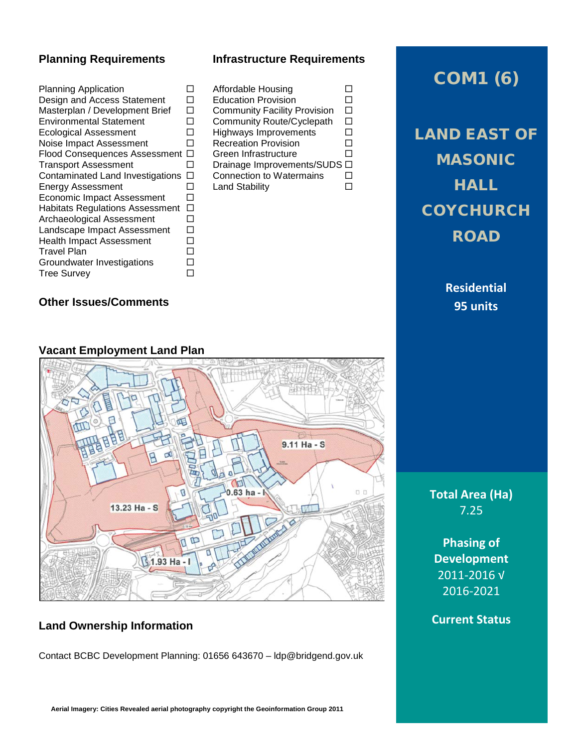## Planning Requirements

- Planning Application ☐
- Design and Access Statement ☐
- Masterplan / Development Brief ☐
- Environmental Statement ☐
- Ecological Assessment ☐
- Noise Impact Assessment ☐
- Flood Consequences Assessment ☐
- Transport Assessment ☐
- Contaminated Land Investigations ☐
- Energy Assessment ☐
- Economic Impact Assessment ☐
- Habitats Regulations Assessment ☐
- Archaeological Assessment ☐
- Landscape Impact Assessment ☐
- Health Impact Assessment ☐
- Travel Plan ☐
- Groundwater Investigations ☐
- Tree Survey ☐

## Infrastructure Requirements

- Affordable Housing ☐
- Education Provision ☐
- Community Facility Provision ☐
- Community Route/Cyclepath ☐
- Highways Improvements ☐
- Recreation Provision ☐
- Green Infrastructure ☐
- Drainage Improvements/SUDS ☐
- Connection to Watermains ☐
- Land Stability ☐

## Other Issues/Comments

## Vacant Employment Land Plan

9.11 Ha - S

0.63 ha - I

13.23 Ha - S

1.93 Ha - I

## Land Ownership Information

Contact BCBC Development Planning: 01656 643670 – ldp@bridgend.gov.uk

**Aerial Imagery: Cities Revealed aerial photography copyright the Geoinformation Group 2011**

# COM1 (6)

# LAND EAST OF MASONIC HALL COYCHURCH ROAD

**Residential**
**95 units**

**Total Area (Ha)**
7.25

**Phasing of Development**
2011-2016 √
2016-2021

**Current Status**